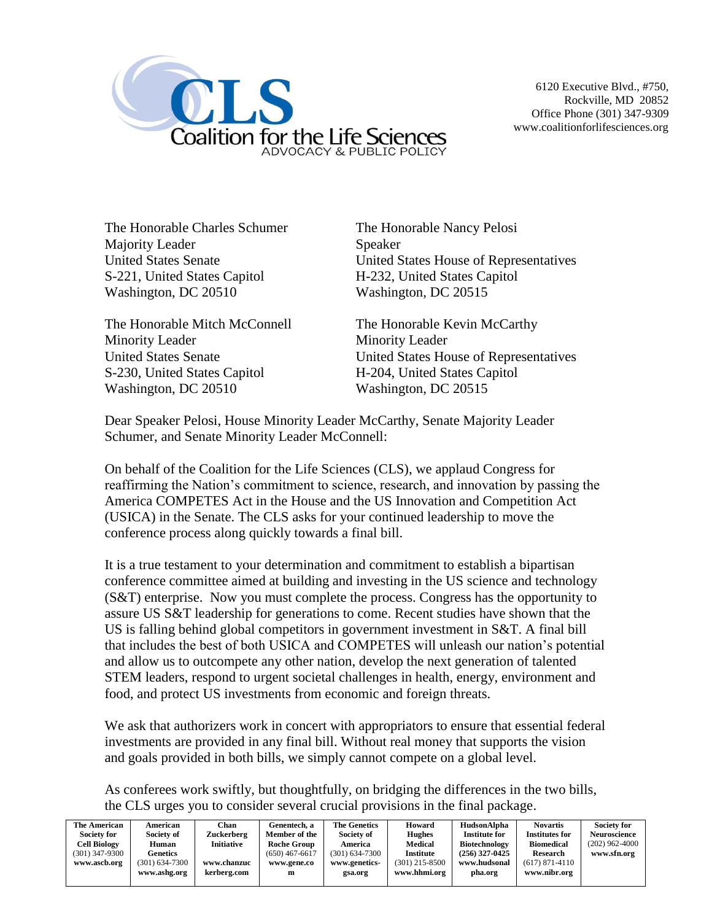# Coalition for the Life Sciences

ADVOCACY & PUBLIC POLICY

6120 Executive Blvd., #750,
Rockville, MD 20852
Office Phone (301) 347-9309
www.coalitionforlifesciences.org

The Honorable Charles Schumer
Majority Leader
United States Senate
S-221, United States Capitol
Washington, DC 20510

The Honorable Mitch McConnell
Minority Leader
United States Senate
S-230, United States Capitol
Washington, DC 20510

The Honorable Nancy Pelosi
Speaker
United States House of Representatives
H-232, United States Capitol
Washington, DC 20515

The Honorable Kevin McCarthy
Minority Leader
United States House of Representatives
H-204, United States Capitol
Washington, DC 20515

Dear Speaker Pelosi, House Minority Leader McCarthy, Senate Majority Leader Schumer, and Senate Minority Leader McConnell:

On behalf of the Coalition for the Life Sciences (CLS), we applaud Congress for reaffirming the Nation's commitment to science, research, and innovation by passing the America COMPETES Act in the House and the US Innovation and Competition Act (USICA) in the Senate. The CLS asks for your continued leadership to move the conference process along quickly towards a final bill.

It is a true testament to your determination and commitment to establish a bipartisan conference committee aimed at building and investing in the US science and technology (S&T) enterprise. Now you must complete the process. Congress has the opportunity to assure US S&T leadership for generations to come. Recent studies have shown that the US is falling behind global competitors in government investment in S&T. A final bill that includes the best of both USICA and COMPETES will unleash our nation's potential and allow us to outcompete any other nation, develop the next generation of talented STEM leaders, respond to urgent societal challenges in health, energy, environment and food, and protect US investments from economic and foreign threats.

We ask that authorizers work in concert with appropriators to ensure that essential federal investments are provided in any final bill. Without real money that supports the vision and goals provided in both bills, we simply cannot compete on a global level.

As conferees work swiftly, but thoughtfully, on bridging the differences in the two bills, the CLS urges you to consider several crucial provisions in the final package.

| The American Society for Cell Biology (301) 347-9300 www.ascb.org | American Society of Human Genetics (301) 634-7300 www.ashg.org | Chan Zuckerberg Initiative www.chanzuckerberg.com | Genentech, a Member of the Roche Group (650) 467-6617 www.gene.com | The Genetics Society of America (301) 634-7300 www.genetics-gsa.org | Howard Hughes Medical Institute (301) 215-8500 www.hhmi.org | HudsonAlpha Institute for Biotechnology (256) 327-0425 www.hudsonalpha.org | Novartis Institutes for Biomedical Research (617) 871-4110 www.nibr.org | Society for Neuroscience (202) 962-4000 www.sfn.org |
|---|---|---|---|---|---|---|---|---|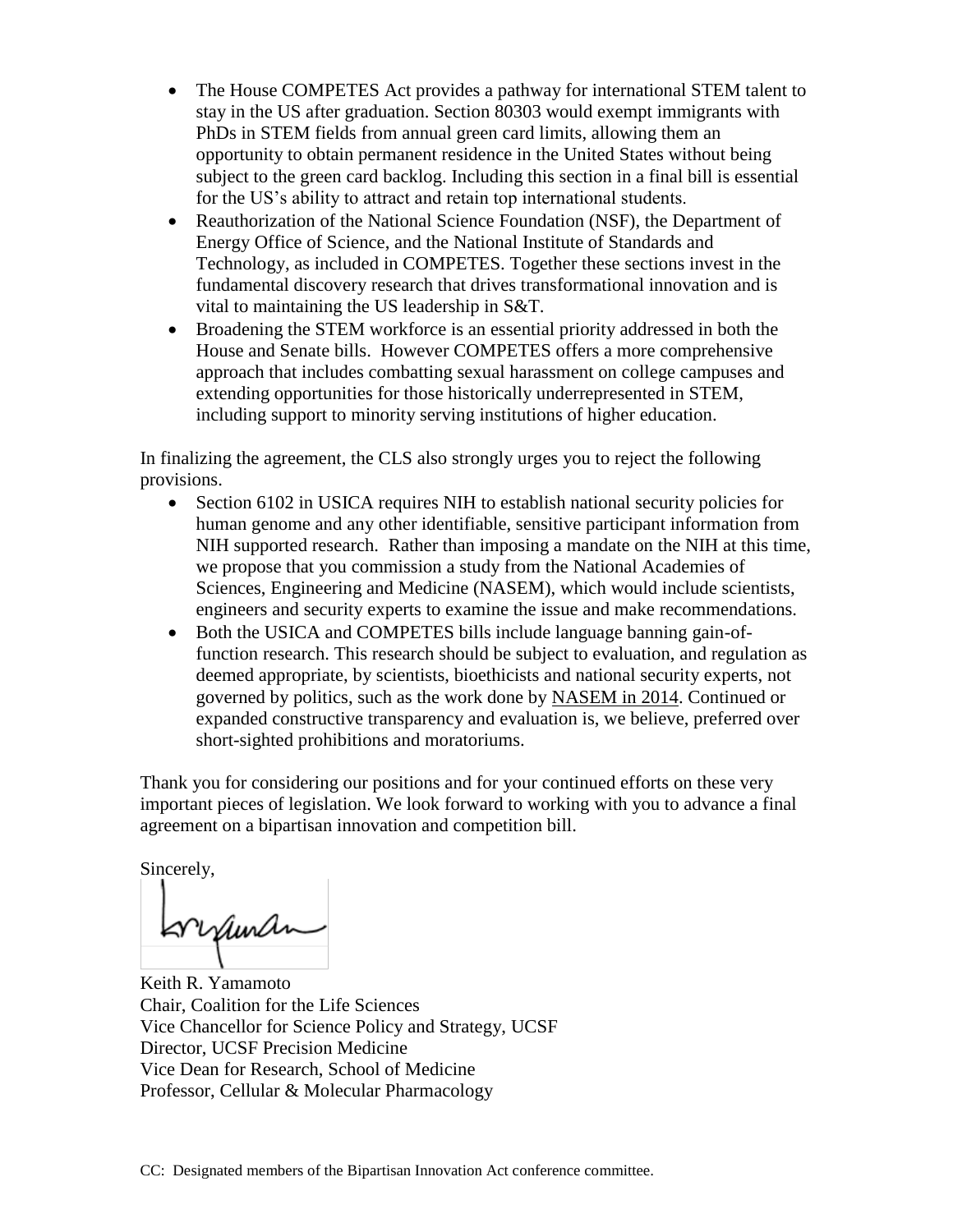- The House COMPETES Act provides a pathway for international STEM talent to stay in the US after graduation. Section 80303 would exempt immigrants with PhDs in STEM fields from annual green card limits, allowing them an opportunity to obtain permanent residence in the United States without being subject to the green card backlog. Including this section in a final bill is essential for the US's ability to attract and retain top international students.
- Reauthorization of the National Science Foundation (NSF), the Department of Energy Office of Science, and the National Institute of Standards and Technology, as included in COMPETES. Together these sections invest in the fundamental discovery research that drives transformational innovation and is vital to maintaining the US leadership in S&T.
- Broadening the STEM workforce is an essential priority addressed in both the House and Senate bills. However COMPETES offers a more comprehensive approach that includes combatting sexual harassment on college campuses and extending opportunities for those historically underrepresented in STEM, including support to minority serving institutions of higher education.

In finalizing the agreement, the CLS also strongly urges you to reject the following provisions.

- Section 6102 in USICA requires NIH to establish national security policies for human genome and any other identifiable, sensitive participant information from NIH supported research. Rather than imposing a mandate on the NIH at this time, we propose that you commission a study from the National Academies of Sciences, Engineering and Medicine (NASEM), which would include scientists, engineers and security experts to examine the issue and make recommendations.
- Both the USICA and COMPETES bills include language banning gain-of-function research. This research should be subject to evaluation, and regulation as deemed appropriate, by scientists, bioethicists and national security experts, not governed by politics, such as the work done by NASEM in 2014. Continued or expanded constructive transparency and evaluation is, we believe, preferred over short-sighted prohibitions and moratoriums.

Thank you for considering our positions and for your continued efforts on these very important pieces of legislation. We look forward to working with you to advance a final agreement on a bipartisan innovation and competition bill.

Sincerely,

Keith R. Yamamoto
Chair, Coalition for the Life Sciences
Vice Chancellor for Science Policy and Strategy, UCSF
Director, UCSF Precision Medicine
Vice Dean for Research, School of Medicine
Professor, Cellular & Molecular Pharmacology

CC: Designated members of the Bipartisan Innovation Act conference committee.